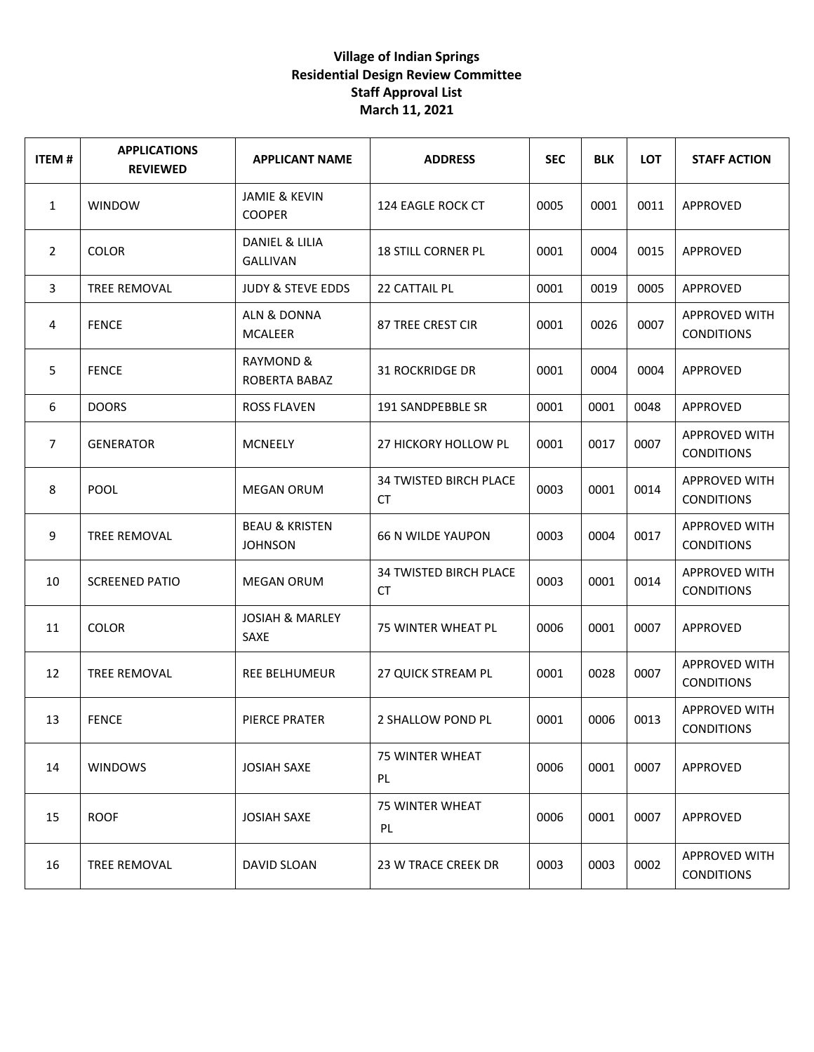**Village of Indian Springs**
**Residential Design Review Committee**
**Staff Approval List**
**March 11, 2021**

| ITEM # | APPLICATIONS REVIEWED | APPLICANT NAME | ADDRESS | SEC | BLK | LOT | STAFF ACTION |
|---|---|---|---|---|---|---|---|
| 1 | WINDOW | JAMIE & KEVIN COOPER | 124 EAGLE ROCK CT | 0005 | 0001 | 0011 | APPROVED |
| 2 | COLOR | DANIEL & LILIA GALLIVAN | 18 STILL CORNER PL | 0001 | 0004 | 0015 | APPROVED |
| 3 | TREE REMOVAL | JUDY & STEVE EDDS | 22 CATTAIL PL | 0001 | 0019 | 0005 | APPROVED |
| 4 | FENCE | ALN & DONNA MCALEER | 87 TREE CREST CIR | 0001 | 0026 | 0007 | APPROVED WITH CONDITIONS |
| 5 | FENCE | RAYMOND & ROBERTA BABAZ | 31 ROCKRIDGE DR | 0001 | 0004 | 0004 | APPROVED |
| 6 | DOORS | ROSS FLAVEN | 191 SANDPEBBLE SR | 0001 | 0001 | 0048 | APPROVED |
| 7 | GENERATOR | MCNEELY | 27 HICKORY HOLLOW PL | 0001 | 0017 | 0007 | APPROVED WITH CONDITIONS |
| 8 | POOL | MEGAN ORUM | 34 TWISTED BIRCH PLACE CT | 0003 | 0001 | 0014 | APPROVED WITH CONDITIONS |
| 9 | TREE REMOVAL | BEAU & KRISTEN JOHNSON | 66 N WILDE YAUPON | 0003 | 0004 | 0017 | APPROVED WITH CONDITIONS |
| 10 | SCREENED PATIO | MEGAN ORUM | 34 TWISTED BIRCH PLACE CT | 0003 | 0001 | 0014 | APPROVED WITH CONDITIONS |
| 11 | COLOR | JOSIAH & MARLEY SAXE | 75 WINTER WHEAT PL | 0006 | 0001 | 0007 | APPROVED |
| 12 | TREE REMOVAL | REE BELHUMEUR | 27 QUICK STREAM PL | 0001 | 0028 | 0007 | APPROVED WITH CONDITIONS |
| 13 | FENCE | PIERCE PRATER | 2 SHALLOW POND PL | 0001 | 0006 | 0013 | APPROVED WITH CONDITIONS |
| 14 | WINDOWS | JOSIAH SAXE | 75 WINTER WHEAT PL | 0006 | 0001 | 0007 | APPROVED |
| 15 | ROOF | JOSIAH SAXE | 75 WINTER WHEAT PL | 0006 | 0001 | 0007 | APPROVED |
| 16 | TREE REMOVAL | DAVID SLOAN | 23 W TRACE CREEK DR | 0003 | 0003 | 0002 | APPROVED WITH CONDITIONS |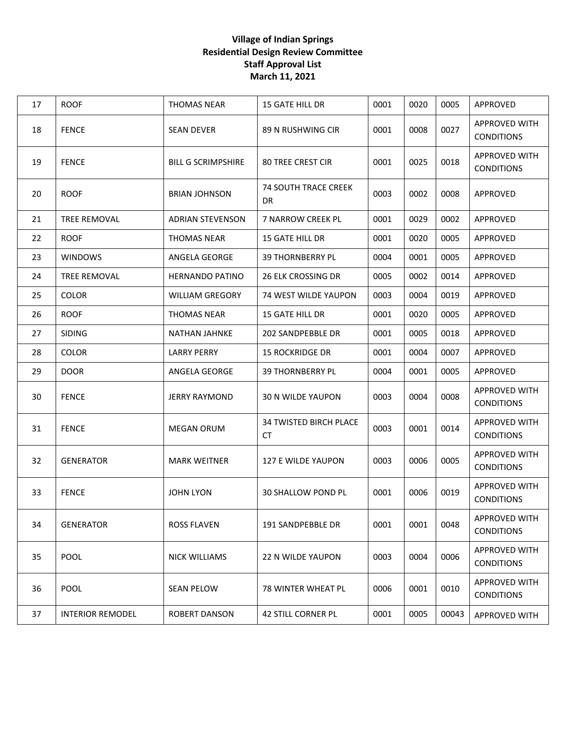**Village of Indian Springs**
**Residential Design Review Committee**
**Staff Approval List**
**March 11, 2021**

| | | | | | | | |
|---|---|---|---|---|---|---|---|
| 17 | ROOF | THOMAS NEAR | 15 GATE HILL DR | 0001 | 0020 | 0005 | APPROVED |
| 18 | FENCE | SEAN DEVER | 89 N RUSHWING CIR | 0001 | 0008 | 0027 | APPROVED WITH CONDITIONS |
| 19 | FENCE | BILL G SCRIMPSHIRE | 80 TREE CREST CIR | 0001 | 0025 | 0018 | APPROVED WITH CONDITIONS |
| 20 | ROOF | BRIAN JOHNSON | 74 SOUTH TRACE CREEK DR | 0003 | 0002 | 0008 | APPROVED |
| 21 | TREE REMOVAL | ADRIAN STEVENSON | 7 NARROW CREEK PL | 0001 | 0029 | 0002 | APPROVED |
| 22 | ROOF | THOMAS NEAR | 15 GATE HILL DR | 0001 | 0020 | 0005 | APPROVED |
| 23 | WINDOWS | ANGELA GEORGE | 39 THORNBERRY PL | 0004 | 0001 | 0005 | APPROVED |
| 24 | TREE REMOVAL | HERNANDO PATINO | 26 ELK CROSSING DR | 0005 | 0002 | 0014 | APPROVED |
| 25 | COLOR | WILLIAM GREGORY | 74 WEST WILDE YAUPON | 0003 | 0004 | 0019 | APPROVED |
| 26 | ROOF | THOMAS NEAR | 15 GATE HILL DR | 0001 | 0020 | 0005 | APPROVED |
| 27 | SIDING | NATHAN JAHNKE | 202 SANDPEBBLE DR | 0001 | 0005 | 0018 | APPROVED |
| 28 | COLOR | LARRY PERRY | 15 ROCKRIDGE DR | 0001 | 0004 | 0007 | APPROVED |
| 29 | DOOR | ANGELA GEORGE | 39 THORNBERRY PL | 0004 | 0001 | 0005 | APPROVED |
| 30 | FENCE | JERRY RAYMOND | 30 N WILDE YAUPON | 0003 | 0004 | 0008 | APPROVED WITH CONDITIONS |
| 31 | FENCE | MEGAN ORUM | 34 TWISTED BIRCH PLACE CT | 0003 | 0001 | 0014 | APPROVED WITH CONDITIONS |
| 32 | GENERATOR | MARK WEITNER | 127 E WILDE YAUPON | 0003 | 0006 | 0005 | APPROVED WITH CONDITIONS |
| 33 | FENCE | JOHN LYON | 30 SHALLOW POND PL | 0001 | 0006 | 0019 | APPROVED WITH CONDITIONS |
| 34 | GENERATOR | ROSS FLAVEN | 191 SANDPEBBLE DR | 0001 | 0001 | 0048 | APPROVED WITH CONDITIONS |
| 35 | POOL | NICK WILLIAMS | 22 N WILDE YAUPON | 0003 | 0004 | 0006 | APPROVED WITH CONDITIONS |
| 36 | POOL | SEAN PELOW | 78 WINTER WHEAT PL | 0006 | 0001 | 0010 | APPROVED WITH CONDITIONS |
| 37 | INTERIOR REMODEL | ROBERT DANSON | 42 STILL CORNER PL | 0001 | 0005 | 00043 | APPROVED WITH |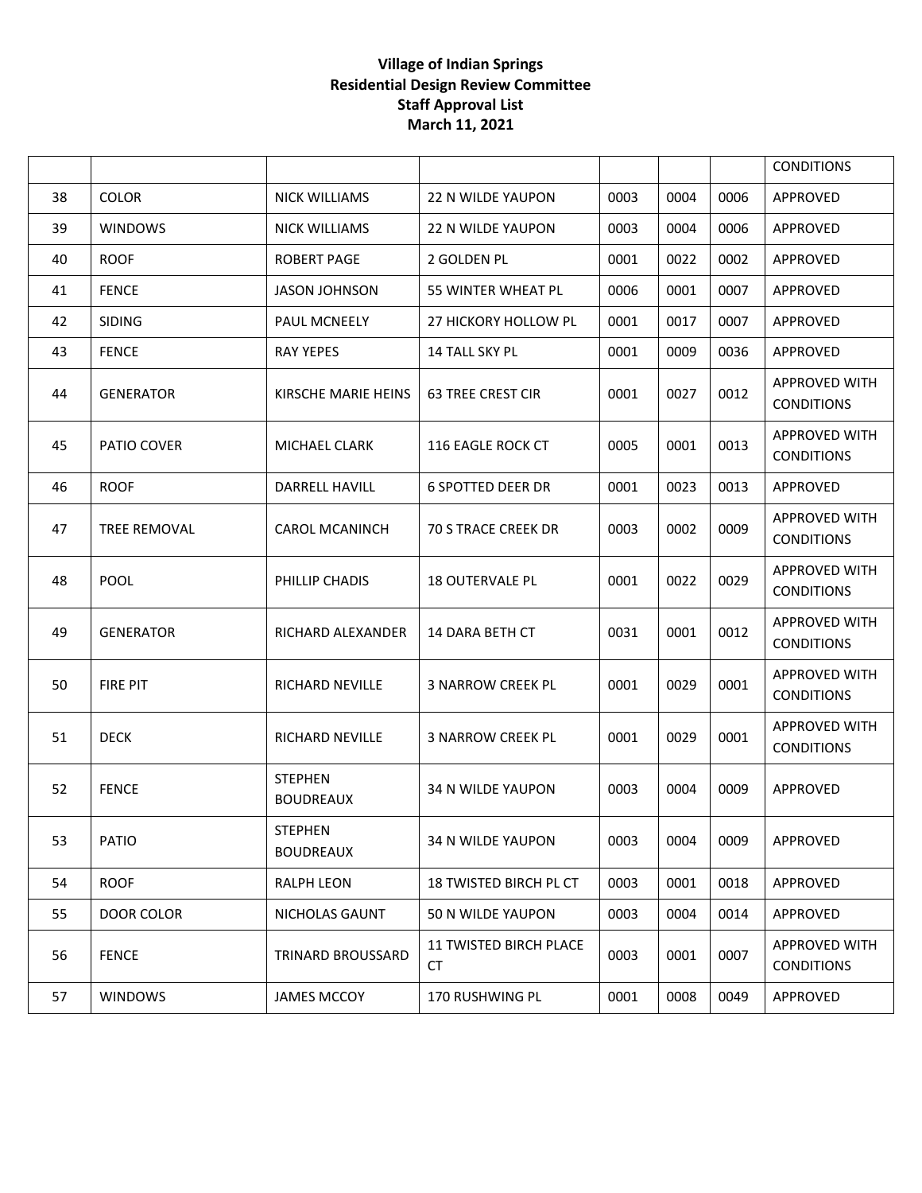**Village of Indian Springs**
**Residential Design Review Committee**
**Staff Approval List**
**March 11, 2021**

| | | | | | | | |
|---|---|---|---|---|---|---|---|
| | | | | | | | CONDITIONS |
| 38 | COLOR | NICK WILLIAMS | 22 N WILDE YAUPON | 0003 | 0004 | 0006 | APPROVED |
| 39 | WINDOWS | NICK WILLIAMS | 22 N WILDE YAUPON | 0003 | 0004 | 0006 | APPROVED |
| 40 | ROOF | ROBERT PAGE | 2 GOLDEN PL | 0001 | 0022 | 0002 | APPROVED |
| 41 | FENCE | JASON JOHNSON | 55 WINTER WHEAT PL | 0006 | 0001 | 0007 | APPROVED |
| 42 | SIDING | PAUL MCNEELY | 27 HICKORY HOLLOW PL | 0001 | 0017 | 0007 | APPROVED |
| 43 | FENCE | RAY YEPES | 14 TALL SKY PL | 0001 | 0009 | 0036 | APPROVED |
| 44 | GENERATOR | KIRSCHE MARIE HEINS | 63 TREE CREST CIR | 0001 | 0027 | 0012 | APPROVED WITH CONDITIONS |
| 45 | PATIO COVER | MICHAEL CLARK | 116 EAGLE ROCK CT | 0005 | 0001 | 0013 | APPROVED WITH CONDITIONS |
| 46 | ROOF | DARRELL HAVILL | 6 SPOTTED DEER DR | 0001 | 0023 | 0013 | APPROVED |
| 47 | TREE REMOVAL | CAROL MCANINCH | 70 S TRACE CREEK DR | 0003 | 0002 | 0009 | APPROVED WITH CONDITIONS |
| 48 | POOL | PHILLIP CHADIS | 18 OUTERVALE PL | 0001 | 0022 | 0029 | APPROVED WITH CONDITIONS |
| 49 | GENERATOR | RICHARD ALEXANDER | 14 DARA BETH CT | 0031 | 0001 | 0012 | APPROVED WITH CONDITIONS |
| 50 | FIRE PIT | RICHARD NEVILLE | 3 NARROW CREEK PL | 0001 | 0029 | 0001 | APPROVED WITH CONDITIONS |
| 51 | DECK | RICHARD NEVILLE | 3 NARROW CREEK PL | 0001 | 0029 | 0001 | APPROVED WITH CONDITIONS |
| 52 | FENCE | STEPHEN BOUDREAUX | 34 N WILDE YAUPON | 0003 | 0004 | 0009 | APPROVED |
| 53 | PATIO | STEPHEN BOUDREAUX | 34 N WILDE YAUPON | 0003 | 0004 | 0009 | APPROVED |
| 54 | ROOF | RALPH LEON | 18 TWISTED BIRCH PL CT | 0003 | 0001 | 0018 | APPROVED |
| 55 | DOOR COLOR | NICHOLAS GAUNT | 50 N WILDE YAUPON | 0003 | 0004 | 0014 | APPROVED |
| 56 | FENCE | TRINARD BROUSSARD | 11 TWISTED BIRCH PLACE CT | 0003 | 0001 | 0007 | APPROVED WITH CONDITIONS |
| 57 | WINDOWS | JAMES MCCOY | 170 RUSHWING PL | 0001 | 0008 | 0049 | APPROVED |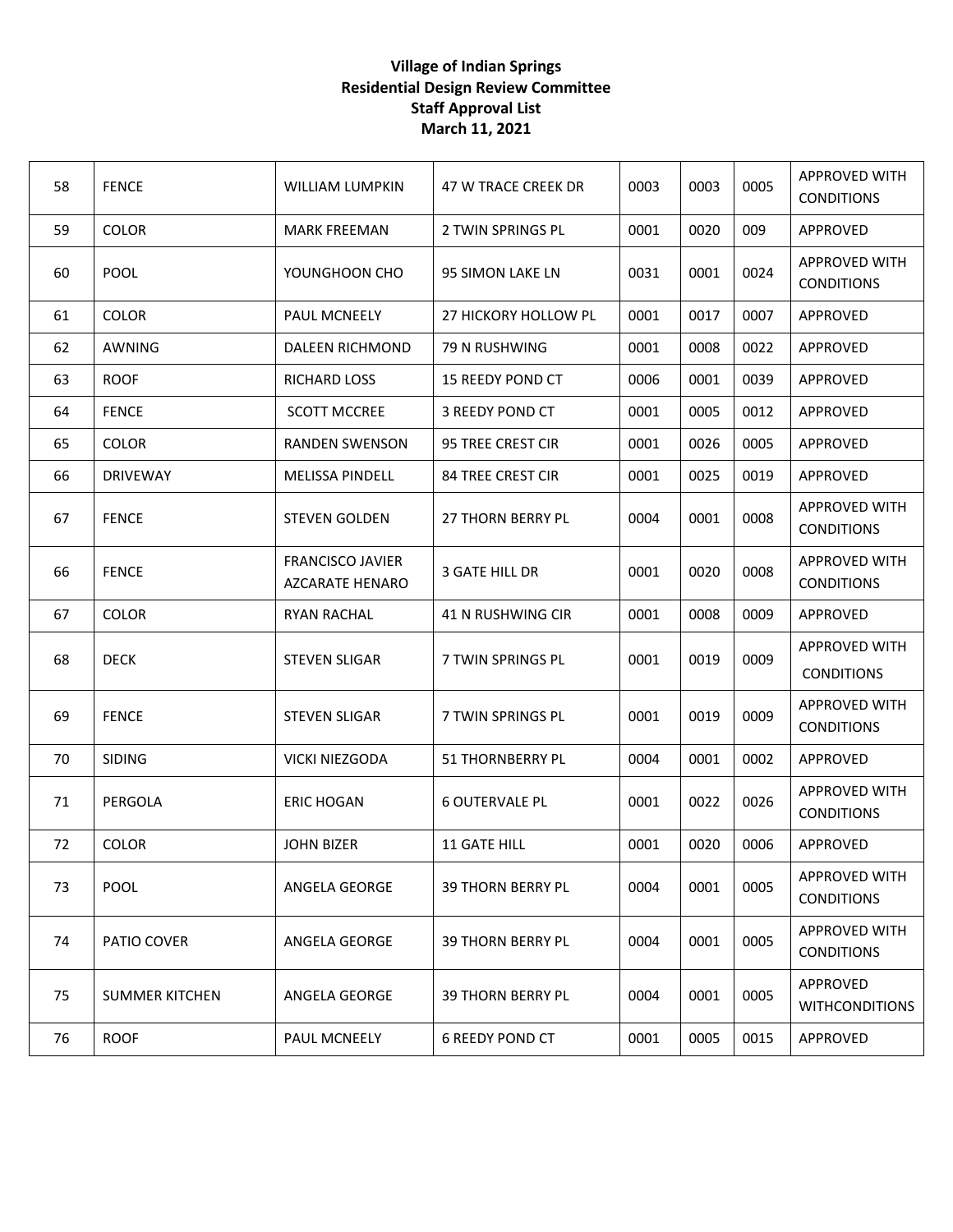**Village of Indian Springs**
**Residential Design Review Committee**
**Staff Approval List**
**March 11, 2021**

| | | | | | | | |
|---|---|---|---|---|---|---|---|
| 58 | FENCE | WILLIAM LUMPKIN | 47 W TRACE CREEK DR | 0003 | 0003 | 0005 | APPROVED WITH CONDITIONS |
| 59 | COLOR | MARK FREEMAN | 2 TWIN SPRINGS PL | 0001 | 0020 | 009 | APPROVED |
| 60 | POOL | YOUNGHOON CHO | 95 SIMON LAKE LN | 0031 | 0001 | 0024 | APPROVED WITH CONDITIONS |
| 61 | COLOR | PAUL MCNEELY | 27 HICKORY HOLLOW PL | 0001 | 0017 | 0007 | APPROVED |
| 62 | AWNING | DALEEN RICHMOND | 79 N RUSHWING | 0001 | 0008 | 0022 | APPROVED |
| 63 | ROOF | RICHARD LOSS | 15 REEDY POND CT | 0006 | 0001 | 0039 | APPROVED |
| 64 | FENCE | SCOTT MCCREE | 3 REEDY POND CT | 0001 | 0005 | 0012 | APPROVED |
| 65 | COLOR | RANDEN SWENSON | 95 TREE CREST CIR | 0001 | 0026 | 0005 | APPROVED |
| 66 | DRIVEWAY | MELISSA PINDELL | 84 TREE CREST CIR | 0001 | 0025 | 0019 | APPROVED |
| 67 | FENCE | STEVEN GOLDEN | 27 THORN BERRY PL | 0004 | 0001 | 0008 | APPROVED WITH CONDITIONS |
| 66 | FENCE | FRANCISCO JAVIER AZCARATE HENARO | 3 GATE HILL DR | 0001 | 0020 | 0008 | APPROVED WITH CONDITIONS |
| 67 | COLOR | RYAN RACHAL | 41 N RUSHWING CIR | 0001 | 0008 | 0009 | APPROVED |
| 68 | DECK | STEVEN SLIGAR | 7 TWIN SPRINGS PL | 0001 | 0019 | 0009 | APPROVED WITH CONDITIONS |
| 69 | FENCE | STEVEN SLIGAR | 7 TWIN SPRINGS PL | 0001 | 0019 | 0009 | APPROVED WITH CONDITIONS |
| 70 | SIDING | VICKI NIEZGODA | 51 THORNBERRY PL | 0004 | 0001 | 0002 | APPROVED |
| 71 | PERGOLA | ERIC HOGAN | 6 OUTERVALE PL | 0001 | 0022 | 0026 | APPROVED WITH CONDITIONS |
| 72 | COLOR | JOHN BIZER | 11 GATE HILL | 0001 | 0020 | 0006 | APPROVED |
| 73 | POOL | ANGELA GEORGE | 39 THORN BERRY PL | 0004 | 0001 | 0005 | APPROVED WITH CONDITIONS |
| 74 | PATIO COVER | ANGELA GEORGE | 39 THORN BERRY PL | 0004 | 0001 | 0005 | APPROVED WITH CONDITIONS |
| 75 | SUMMER KITCHEN | ANGELA GEORGE | 39 THORN BERRY PL | 0004 | 0001 | 0005 | APPROVED WITHCONDITIONS |
| 76 | ROOF | PAUL MCNEELY | 6 REEDY POND CT | 0001 | 0005 | 0015 | APPROVED |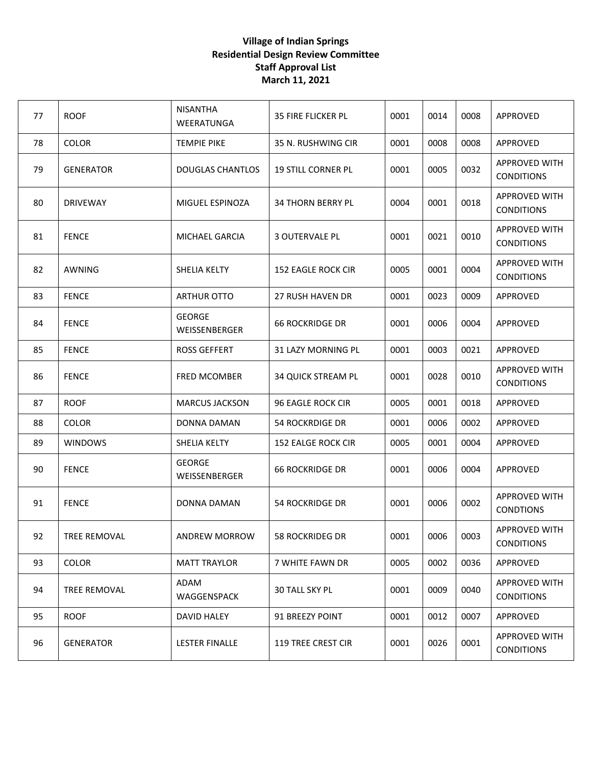**Village of Indian Springs**
**Residential Design Review Committee**
**Staff Approval List**
**March 11, 2021**

| | | | | | | | |
|---|---|---|---|---|---|---|---|
| 77 | ROOF | NISANTHA WEERATUNGA | 35 FIRE FLICKER PL | 0001 | 0014 | 0008 | APPROVED |
| 78 | COLOR | TEMPIE PIKE | 35 N. RUSHWING CIR | 0001 | 0008 | 0008 | APPROVED |
| 79 | GENERATOR | DOUGLAS CHANTLOS | 19 STILL CORNER PL | 0001 | 0005 | 0032 | APPROVED WITH CONDITIONS |
| 80 | DRIVEWAY | MIGUEL ESPINOZA | 34 THORN BERRY PL | 0004 | 0001 | 0018 | APPROVED WITH CONDITIONS |
| 81 | FENCE | MICHAEL GARCIA | 3 OUTERVALE PL | 0001 | 0021 | 0010 | APPROVED WITH CONDITIONS |
| 82 | AWNING | SHELIA KELTY | 152 EAGLE ROCK CIR | 0005 | 0001 | 0004 | APPROVED WITH CONDITIONS |
| 83 | FENCE | ARTHUR OTTO | 27 RUSH HAVEN DR | 0001 | 0023 | 0009 | APPROVED |
| 84 | FENCE | GEORGE WEISSENBERGER | 66 ROCKRIDGE DR | 0001 | 0006 | 0004 | APPROVED |
| 85 | FENCE | ROSS GEFFERT | 31 LAZY MORNING PL | 0001 | 0003 | 0021 | APPROVED |
| 86 | FENCE | FRED MCOMBER | 34 QUICK STREAM PL | 0001 | 0028 | 0010 | APPROVED WITH CONDITIONS |
| 87 | ROOF | MARCUS JACKSON | 96 EAGLE ROCK CIR | 0005 | 0001 | 0018 | APPROVED |
| 88 | COLOR | DONNA DAMAN | 54 ROCKRDIGE DR | 0001 | 0006 | 0002 | APPROVED |
| 89 | WINDOWS | SHELIA KELTY | 152 EALGE ROCK CIR | 0005 | 0001 | 0004 | APPROVED |
| 90 | FENCE | GEORGE WEISSENBERGER | 66 ROCKRIDGE DR | 0001 | 0006 | 0004 | APPROVED |
| 91 | FENCE | DONNA DAMAN | 54 ROCKRIDGE DR | 0001 | 0006 | 0002 | APPROVED WITH CONDTIONS |
| 92 | TREE REMOVAL | ANDREW MORROW | 58 ROCKRIDEG DR | 0001 | 0006 | 0003 | APPROVED WITH CONDITIONS |
| 93 | COLOR | MATT TRAYLOR | 7 WHITE FAWN DR | 0005 | 0002 | 0036 | APPROVED |
| 94 | TREE REMOVAL | ADAM WAGGENSPACK | 30 TALL SKY PL | 0001 | 0009 | 0040 | APPROVED WITH CONDITIONS |
| 95 | ROOF | DAVID HALEY | 91 BREEZY POINT | 0001 | 0012 | 0007 | APPROVED |
| 96 | GENERATOR | LESTER FINALLE | 119 TREE CREST CIR | 0001 | 0026 | 0001 | APPROVED WITH CONDITIONS |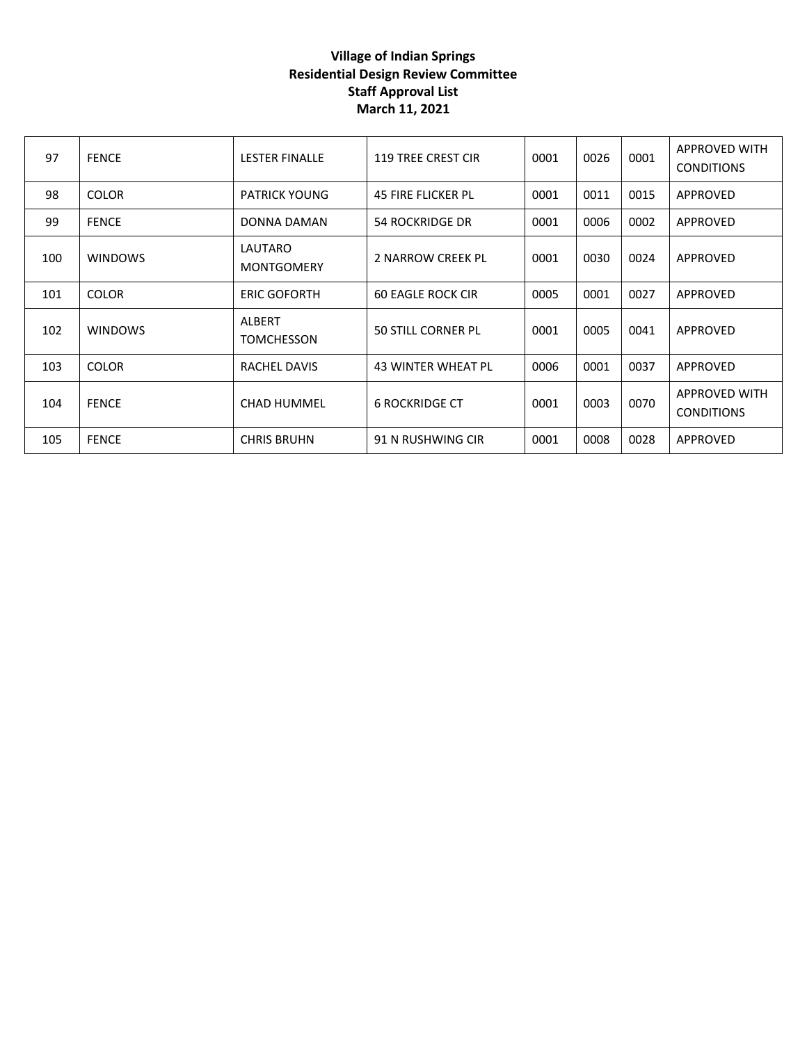**Village of Indian Springs**
**Residential Design Review Committee**
**Staff Approval List**
**March 11, 2021**

| | | | | | | | |
|---|---|---|---|---|---|---|---|
| 97 | FENCE | LESTER FINALLE | 119 TREE CREST CIR | 0001 | 0026 | 0001 | APPROVED WITH CONDITIONS |
| 98 | COLOR | PATRICK YOUNG | 45 FIRE FLICKER PL | 0001 | 0011 | 0015 | APPROVED |
| 99 | FENCE | DONNA DAMAN | 54 ROCKRIDGE DR | 0001 | 0006 | 0002 | APPROVED |
| 100 | WINDOWS | LAUTARO MONTGOMERY | 2 NARROW CREEK PL | 0001 | 0030 | 0024 | APPROVED |
| 101 | COLOR | ERIC GOFORTH | 60 EAGLE ROCK CIR | 0005 | 0001 | 0027 | APPROVED |
| 102 | WINDOWS | ALBERT TOMCHESSON | 50 STILL CORNER PL | 0001 | 0005 | 0041 | APPROVED |
| 103 | COLOR | RACHEL DAVIS | 43 WINTER WHEAT PL | 0006 | 0001 | 0037 | APPROVED |
| 104 | FENCE | CHAD HUMMEL | 6 ROCKRIDGE CT | 0001 | 0003 | 0070 | APPROVED WITH CONDITIONS |
| 105 | FENCE | CHRIS BRUHN | 91 N RUSHWING CIR | 0001 | 0008 | 0028 | APPROVED |